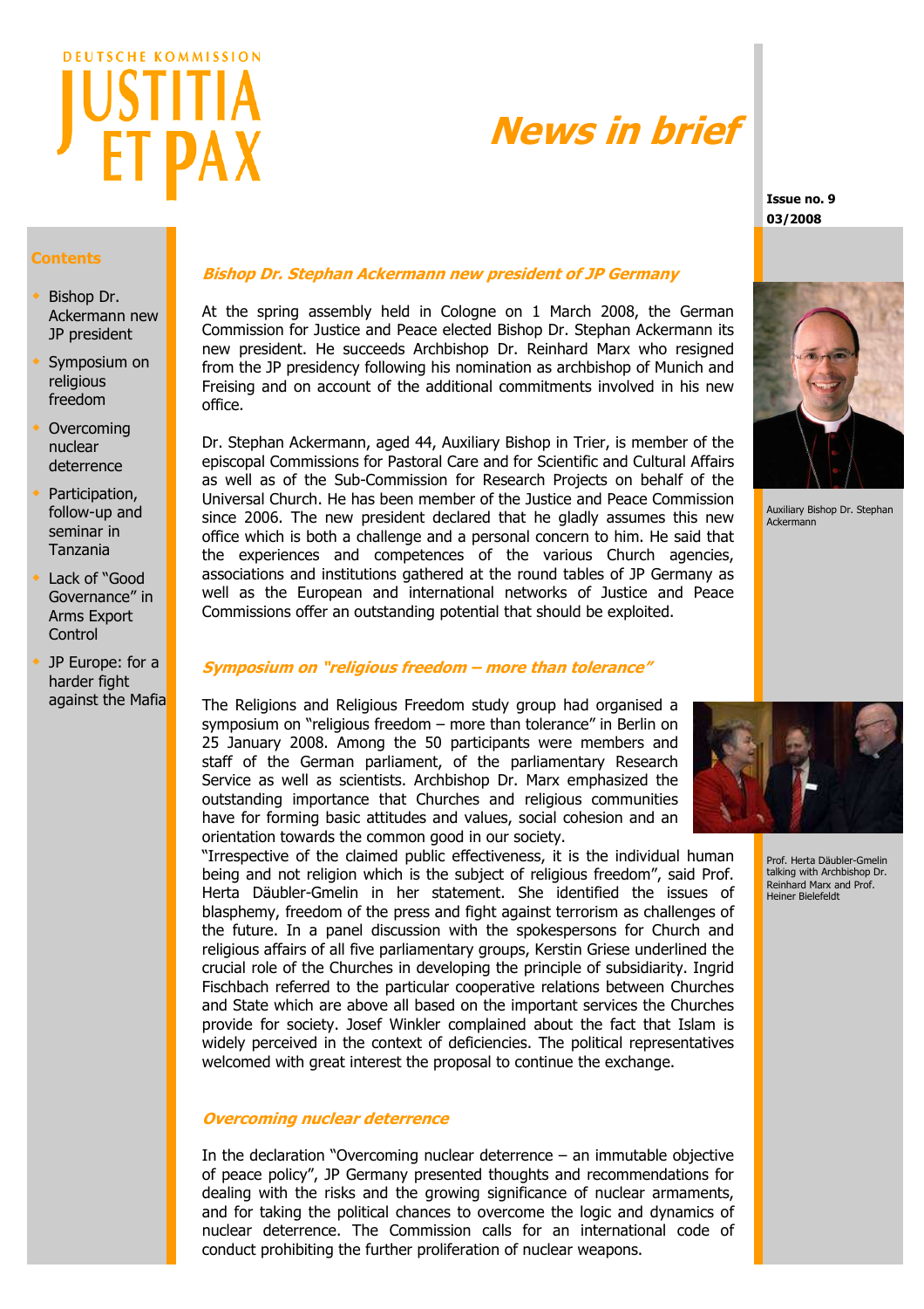DEUTSCHE KOMMISSION JUSTITIA ET PAX

# News in brief

**Issue no. 9**
**03/2008**

**Contents**

- Bishop Dr. Ackermann new JP president
- Symposium on religious freedom
- Overcoming nuclear deterrence
- Participation, follow-up and seminar in Tanzania
- Lack of "Good Governance" in Arms Export Control
- JP Europe: for a harder fight against the Mafia

## *Bishop Dr. Stephan Ackermann new president of JP Germany*

At the spring assembly held in Cologne on 1 March 2008, the German Commission for Justice and Peace elected Bishop Dr. Stephan Ackermann its new president. He succeeds Archbishop Dr. Reinhard Marx who resigned from the JP presidency following his nomination as archbishop of Munich and Freising and on account of the additional commitments involved in his new office.

Auxiliary Bishop Dr. Stephan Ackermann

Dr. Stephan Ackermann, aged 44, Auxiliary Bishop in Trier, is member of the episcopal Commissions for Pastoral Care and for Scientific and Cultural Affairs as well as of the Sub-Commission for Research Projects on behalf of the Universal Church. He has been member of the Justice and Peace Commission since 2006. The new president declared that he gladly assumes this new office which is both a challenge and a personal concern to him. He said that the experiences and competences of the various Church agencies, associations and institutions gathered at the round tables of JP Germany as well as the European and international networks of Justice and Peace Commissions offer an outstanding potential that should be exploited.

## *Symposium on "religious freedom – more than tolerance"*

The Religions and Religious Freedom study group had organised a symposium on "religious freedom – more than tolerance" in Berlin on 25 January 2008. Among the 50 participants were members and staff of the German parliament, of the parliamentary Research Service as well as scientists. Archbishop Dr. Marx emphasized the outstanding importance that Churches and religious communities have for forming basic attitudes and values, social cohesion and an orientation towards the common good in our society.

Prof. Herta Däubler-Gmelin talking with Archbishop Dr. Reinhard Marx and Prof. Heiner Bielefeldt

"Irrespective of the claimed public effectiveness, it is the individual human being and not religion which is the subject of religious freedom", said Prof. Herta Däubler-Gmelin in her statement. She identified the issues of blasphemy, freedom of the press and fight against terrorism as challenges of the future. In a panel discussion with the spokespersons for Church and religious affairs of all five parliamentary groups, Kerstin Griese underlined the crucial role of the Churches in developing the principle of subsidiarity. Ingrid Fischbach referred to the particular cooperative relations between Churches and State which are above all based on the important services the Churches provide for society. Josef Winkler complained about the fact that Islam is widely perceived in the context of deficiencies. The political representatives welcomed with great interest the proposal to continue the exchange.

## *Overcoming nuclear deterrence*

In the declaration "Overcoming nuclear deterrence – an immutable objective of peace policy", JP Germany presented thoughts and recommendations for dealing with the risks and the growing significance of nuclear armaments, and for taking the political chances to overcome the logic and dynamics of nuclear deterrence. The Commission calls for an international code of conduct prohibiting the further proliferation of nuclear weapons.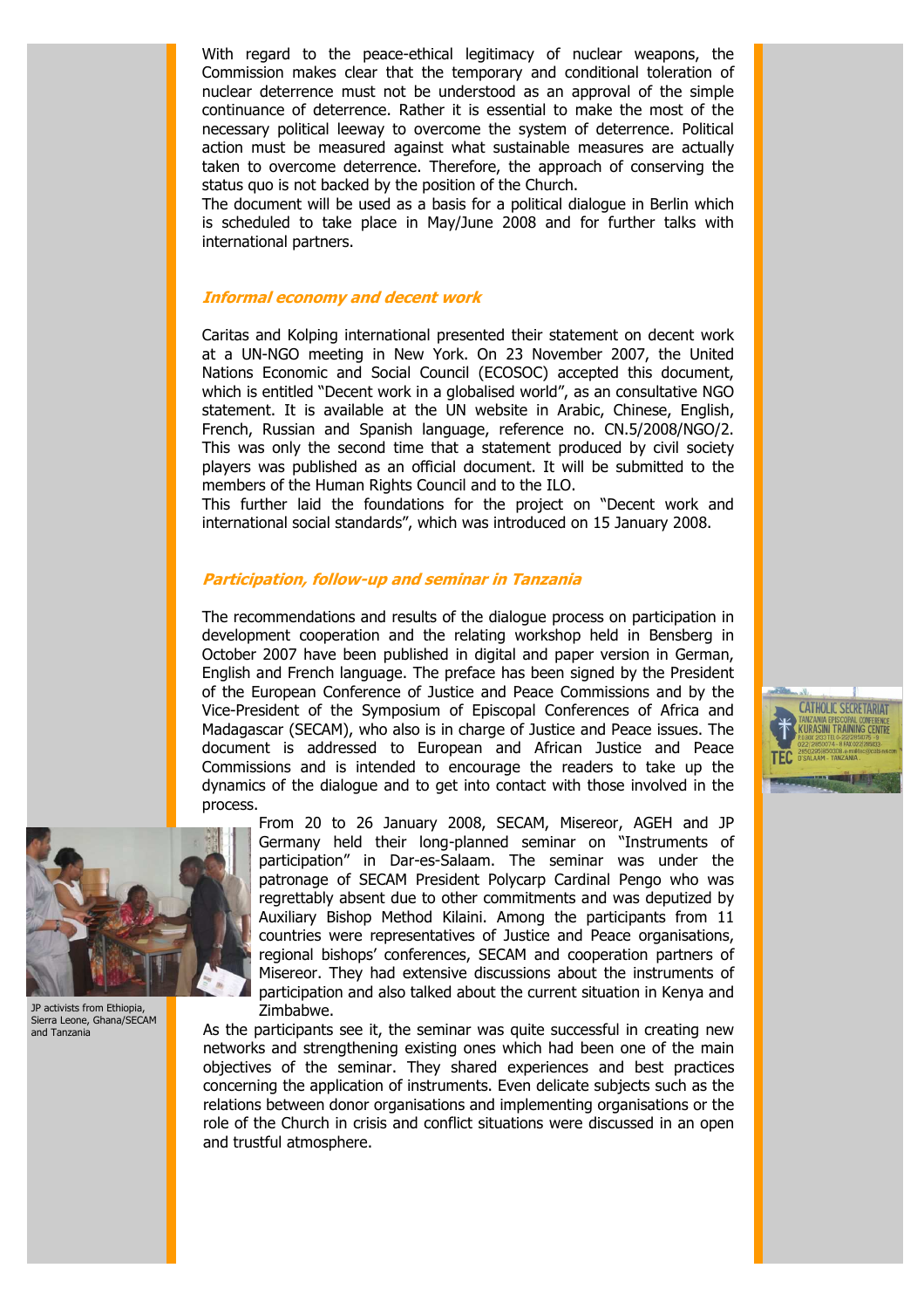With regard to the peace-ethical legitimacy of nuclear weapons, the Commission makes clear that the temporary and conditional toleration of nuclear deterrence must not be understood as an approval of the simple continuance of deterrence. Rather it is essential to make the most of the necessary political leeway to overcome the system of deterrence. Political action must be measured against what sustainable measures are actually taken to overcome deterrence. Therefore, the approach of conserving the status quo is not backed by the position of the Church.
The document will be used as a basis for a political dialogue in Berlin which is scheduled to take place in May/June 2008 and for further talks with international partners.

### *Informal economy and decent work*

Caritas and Kolping international presented their statement on decent work at a UN-NGO meeting in New York. On 23 November 2007, the United Nations Economic and Social Council (ECOSOC) accepted this document, which is entitled "Decent work in a globalised world", as an consultative NGO statement. It is available at the UN website in Arabic, Chinese, English, French, Russian and Spanish language, reference no. CN.5/2008/NGO/2. This was only the second time that a statement produced by civil society players was published as an official document. It will be submitted to the members of the Human Rights Council and to the ILO.
This further laid the foundations for the project on "Decent work and international social standards", which was introduced on 15 January 2008.

### *Participation, follow-up and seminar in Tanzania*

The recommendations and results of the dialogue process on participation in development cooperation and the relating workshop held in Bensberg in October 2007 have been published in digital and paper version in German, English and French language. The preface has been signed by the President of the European Conference of Justice and Peace Commissions and by the Vice-President of the Symposium of Episcopal Conferences of Africa and Madagascar (SECAM), who also is in charge of Justice and Peace issues. The document is addressed to European and African Justice and Peace Commissions and is intended to encourage the readers to take up the dynamics of the dialogue and to get into contact with those involved in the process.

From 20 to 26 January 2008, SECAM, Misereor, AGEH and JP Germany held their long-planned seminar on "Instruments of participation" in Dar-es-Salaam. The seminar was under the patronage of SECAM President Polycarp Cardinal Pengo who was regrettably absent due to other commitments and was deputized by Auxiliary Bishop Method Kilaini. Among the participants from 11 countries were representatives of Justice and Peace organisations, regional bishops' conferences, SECAM and cooperation partners of Misereor. They had extensive discussions about the instruments of participation and also talked about the current situation in Kenya and Zimbabwe.

JP activists from Ethiopia, Sierra Leone, Ghana/SECAM and Tanzania

As the participants see it, the seminar was quite successful in creating new networks and strengthening existing ones which had been one of the main objectives of the seminar. They shared experiences and best practices concerning the application of instruments. Even delicate subjects such as the relations between donor organisations and implementing organisations or the role of the Church in crisis and conflict situations were discussed in an open and trustful atmosphere.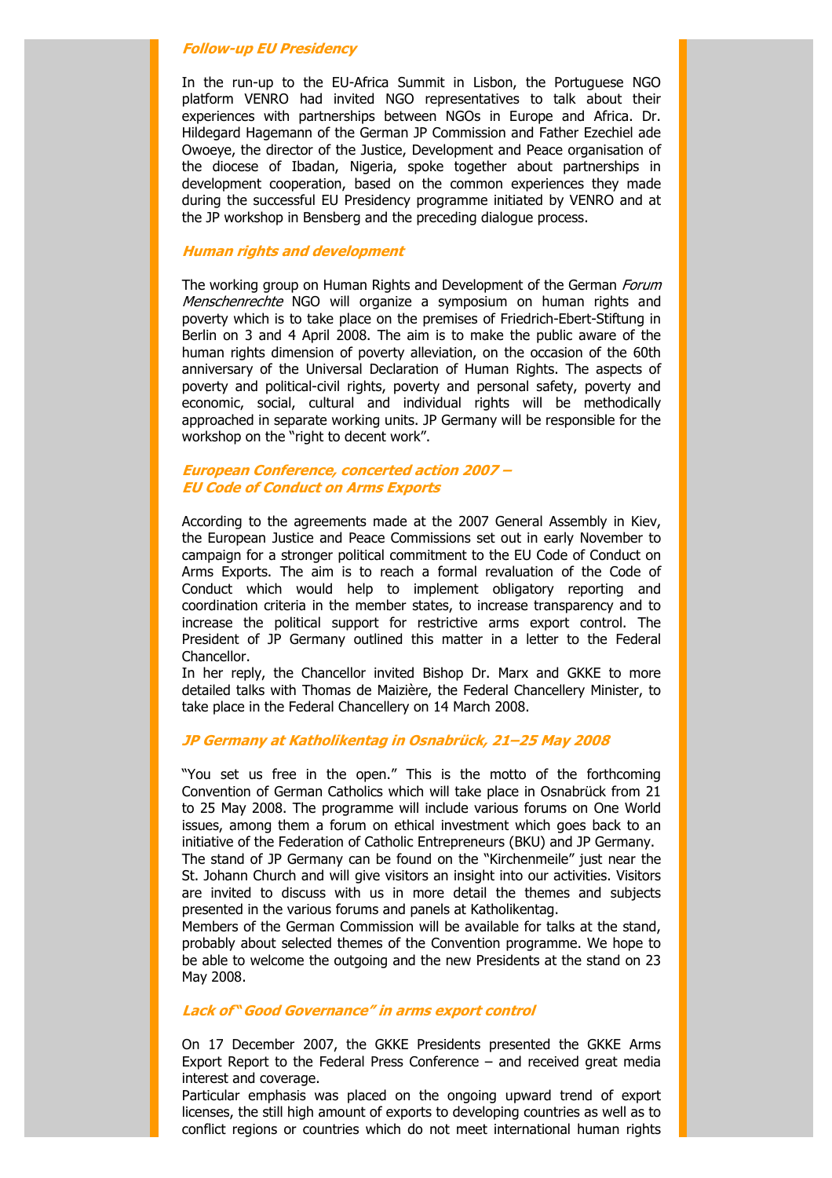### ***Follow-up EU Presidency***

In the run-up to the EU-Africa Summit in Lisbon, the Portuguese NGO platform VENRO had invited NGO representatives to talk about their experiences with partnerships between NGOs in Europe and Africa. Dr. Hildegard Hagemann of the German JP Commission and Father Ezechiel ade Owoeye, the director of the Justice, Development and Peace organisation of the diocese of Ibadan, Nigeria, spoke together about partnerships in development cooperation, based on the common experiences they made during the successful EU Presidency programme initiated by VENRO and at the JP workshop in Bensberg and the preceding dialogue process.

### ***Human rights and development***

The working group on Human Rights and Development of the German *Forum Menschenrechte* NGO will organize a symposium on human rights and poverty which is to take place on the premises of Friedrich-Ebert-Stiftung in Berlin on 3 and 4 April 2008. The aim is to make the public aware of the human rights dimension of poverty alleviation, on the occasion of the 60th anniversary of the Universal Declaration of Human Rights. The aspects of poverty and political-civil rights, poverty and personal safety, poverty and economic, social, cultural and individual rights will be methodically approached in separate working units. JP Germany will be responsible for the workshop on the "right to decent work".

### ***European Conference, concerted action 2007 – EU Code of Conduct on Arms Exports***

According to the agreements made at the 2007 General Assembly in Kiev, the European Justice and Peace Commissions set out in early November to campaign for a stronger political commitment to the EU Code of Conduct on Arms Exports. The aim is to reach a formal revaluation of the Code of Conduct which would help to implement obligatory reporting and coordination criteria in the member states, to increase transparency and to increase the political support for restrictive arms export control. The President of JP Germany outlined this matter in a letter to the Federal Chancellor.
In her reply, the Chancellor invited Bishop Dr. Marx and GKKE to more detailed talks with Thomas de Maizière, the Federal Chancellery Minister, to take place in the Federal Chancellery on 14 March 2008.

### ***JP Germany at Katholikentag in Osnabrück, 21–25 May 2008***

"You set us free in the open." This is the motto of the forthcoming Convention of German Catholics which will take place in Osnabrück from 21 to 25 May 2008. The programme will include various forums on One World issues, among them a forum on ethical investment which goes back to an initiative of the Federation of Catholic Entrepreneurs (BKU) and JP Germany.
The stand of JP Germany can be found on the "Kirchenmeile" just near the St. Johann Church and will give visitors an insight into our activities. Visitors are invited to discuss with us in more detail the themes and subjects presented in the various forums and panels at Katholikentag.
Members of the German Commission will be available for talks at the stand, probably about selected themes of the Convention programme. We hope to be able to welcome the outgoing and the new Presidents at the stand on 23 May 2008.

### ***Lack of "Good Governance" in arms export control***

On 17 December 2007, the GKKE Presidents presented the GKKE Arms Export Report to the Federal Press Conference – and received great media interest and coverage.
Particular emphasis was placed on the ongoing upward trend of export licenses, the still high amount of exports to developing countries as well as to conflict regions or countries which do not meet international human rights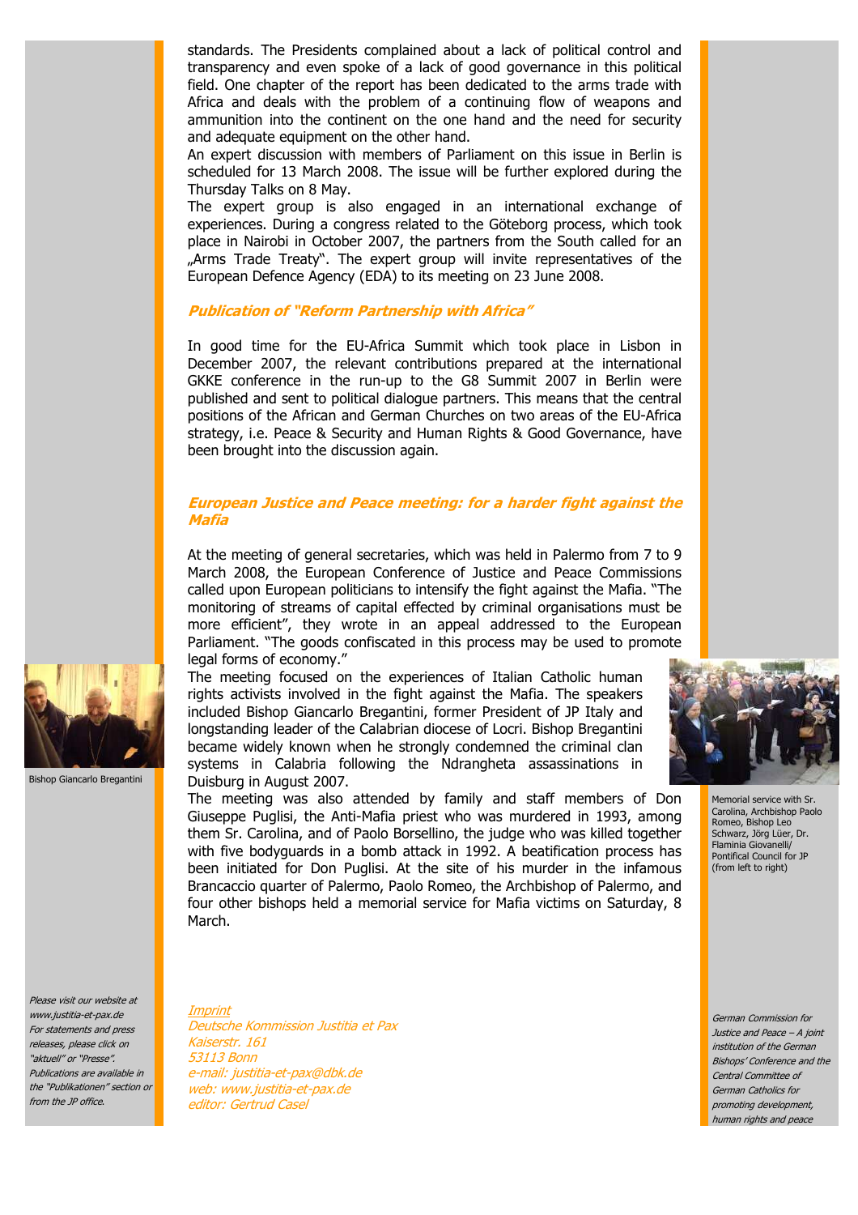standards. The Presidents complained about a lack of political control and transparency and even spoke of a lack of good governance in this political field. One chapter of the report has been dedicated to the arms trade with Africa and deals with the problem of a continuing flow of weapons and ammunition into the continent on the one hand and the need for security and adequate equipment on the other hand.

An expert discussion with members of Parliament on this issue in Berlin is scheduled for 13 March 2008. The issue will be further explored during the Thursday Talks on 8 May.

The expert group is also engaged in an international exchange of experiences. During a congress related to the Göteborg process, which took place in Nairobi in October 2007, the partners from the South called for an „Arms Trade Treaty". The expert group will invite representatives of the European Defence Agency (EDA) to its meeting on 23 June 2008.

### *Publication of "Reform Partnership with Africa"*

In good time for the EU-Africa Summit which took place in Lisbon in December 2007, the relevant contributions prepared at the international GKKE conference in the run-up to the G8 Summit 2007 in Berlin were published and sent to political dialogue partners. This means that the central positions of the African and German Churches on two areas of the EU-Africa strategy, i.e. Peace & Security and Human Rights & Good Governance, have been brought into the discussion again.

### *European Justice and Peace meeting: for a harder fight against the Mafia*

At the meeting of general secretaries, which was held in Palermo from 7 to 9 March 2008, the European Conference of Justice and Peace Commissions called upon European politicians to intensify the fight against the Mafia. "The monitoring of streams of capital effected by criminal organisations must be more efficient", they wrote in an appeal addressed to the European Parliament. "The goods confiscated in this process may be used to promote legal forms of economy."

The meeting focused on the experiences of Italian Catholic human rights activists involved in the fight against the Mafia. The speakers included Bishop Giancarlo Bregantini, former President of JP Italy and longstanding leader of the Calabrian diocese of Locri. Bishop Bregantini became widely known when he strongly condemned the criminal clan systems in Calabria following the Ndrangheta assassinations in Duisburg in August 2007.

Bishop Giancarlo Bregantini

The meeting was also attended by family and staff members of Don Giuseppe Puglisi, the Anti-Mafia priest who was murdered in 1993, among them Sr. Carolina, and of Paolo Borsellino, the judge who was killed together with five bodyguards in a bomb attack in 1992. A beatification process has been initiated for Don Puglisi. At the site of his murder in the infamous Brancaccio quarter of Palermo, Paolo Romeo, the Archbishop of Palermo, and four other bishops held a memorial service for Mafia victims on Saturday, 8 March.

Memorial service with Sr. Carolina, Archbishop Paolo Romeo, Bishop Leo Schwarz, Jörg Lüer, Dr. Flaminia Giovanelli/ Pontifical Council for JP (from left to right)

*Please visit our website at www.justitia-et-pax.de*
*For statements and press releases, please click on "aktuell" or "Presse".*
*Publications are available in the "Publikationen" section or from the JP office.*

*Imprint*
*Deutsche Kommission Justitia et Pax*
*Kaiserstr. 161*
*53113 Bonn*
*e-mail: justitia-et-pax@dbk.de*
*web: www.justitia-et-pax.de*
*editor: Gertrud Casel*

*German Commission for Justice and Peace – A joint institution of the German Bishops' Conference and the Central Committee of German Catholics for promoting development, human rights and peace*